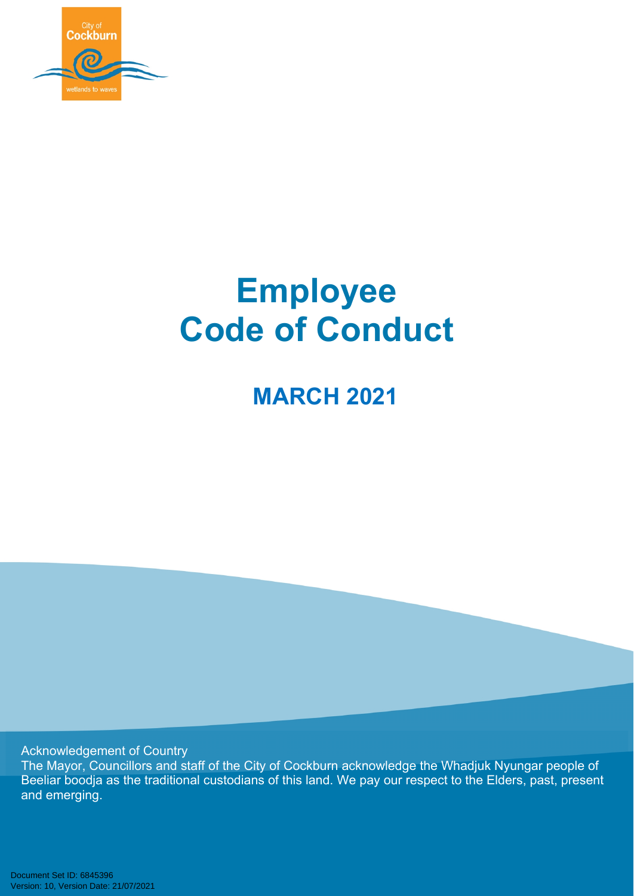City of Cockburn

wetlands to waves

# Employee Code of Conduct

## MARCH 2021

Acknowledgement of Country

The Mayor, Councillors and staff of the City of Cockburn acknowledge the Whadjuk Nyungar people of Beeliar boodja as the traditional custodians of this land. We pay our respect to the Elders, past, present and emerging.

Document Set ID: 6845396
Version: 10, Version Date: 21/07/2021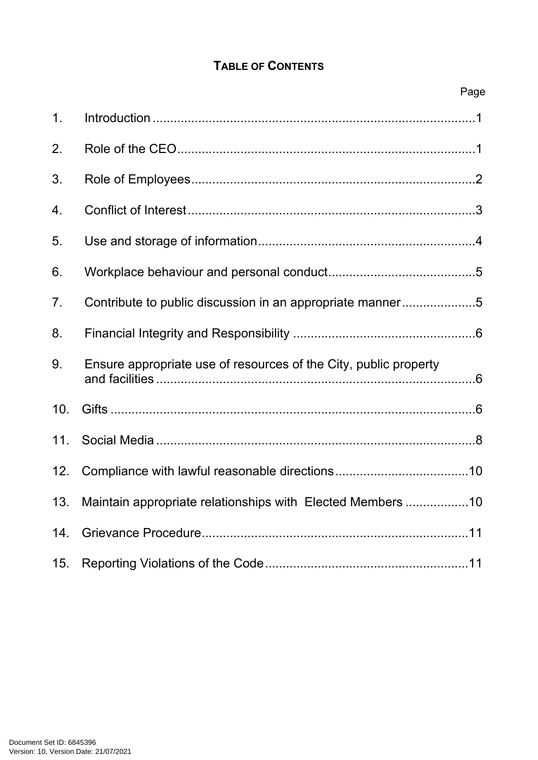# TABLE OF CONTENTS

| | | Page |
|---|---|---|
| 1. | Introduction | 1 |
| 2. | Role of the CEO | 1 |
| 3. | Role of Employees | 2 |
| 4. | Conflict of Interest | 3 |
| 5. | Use and storage of information | 4 |
| 6. | Workplace behaviour and personal conduct | 5 |
| 7. | Contribute to public discussion in an appropriate manner | 5 |
| 8. | Financial Integrity and Responsibility | 6 |
| 9. | Ensure appropriate use of resources of the City, public property and facilities | 6 |
| 10. | Gifts | 6 |
| 11. | Social Media | 8 |
| 12. | Compliance with lawful reasonable directions | 10 |
| 13. | Maintain appropriate relationships with Elected Members | 10 |
| 14. | Grievance Procedure | 11 |
| 15. | Reporting Violations of the Code | 11 |

Document Set ID: 6845396
Version: 10, Version Date: 21/07/2021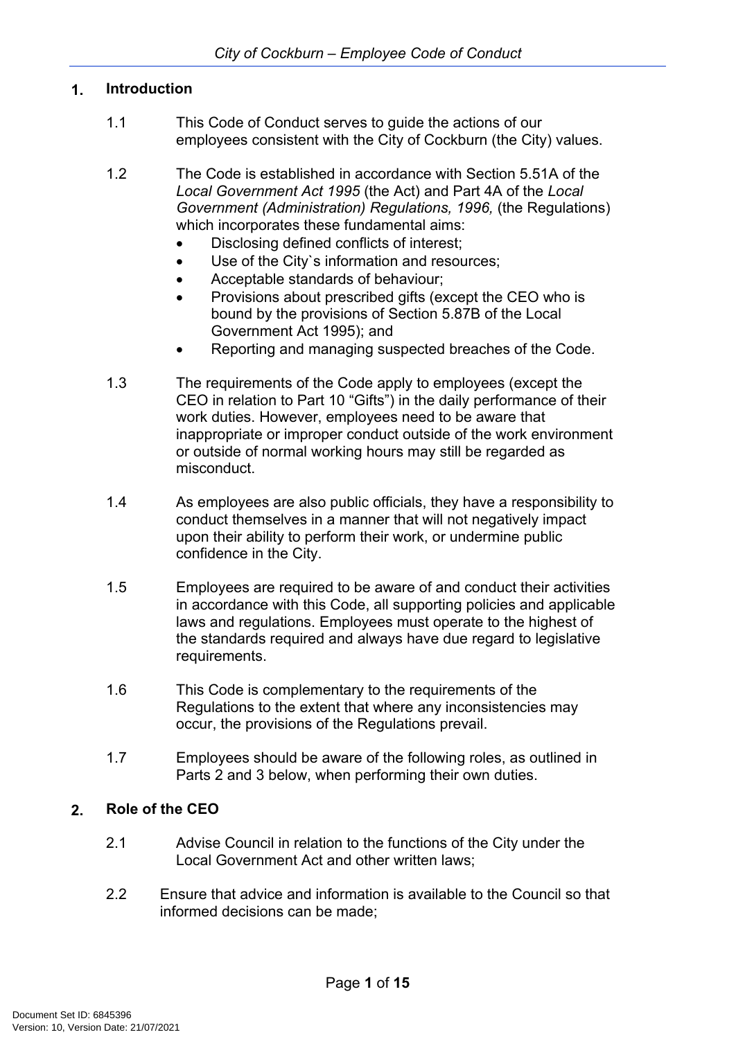## 1. Introduction

1.1 This Code of Conduct serves to guide the actions of our employees consistent with the City of Cockburn (the City) values.

1.2 The Code is established in accordance with Section 5.51A of the *Local Government Act 1995* (the Act) and Part 4A of the *Local Government (Administration) Regulations, 1996,* (the Regulations) which incorporates these fundamental aims:

- Disclosing defined conflicts of interest;
- Use of the City`s information and resources;
- Acceptable standards of behaviour;
- Provisions about prescribed gifts (except the CEO who is bound by the provisions of Section 5.87B of the Local Government Act 1995); and
- Reporting and managing suspected breaches of the Code.

1.3 The requirements of the Code apply to employees (except the CEO in relation to Part 10 "Gifts") in the daily performance of their work duties. However, employees need to be aware that inappropriate or improper conduct outside of the work environment or outside of normal working hours may still be regarded as misconduct.

1.4 As employees are also public officials, they have a responsibility to conduct themselves in a manner that will not negatively impact upon their ability to perform their work, or undermine public confidence in the City.

1.5 Employees are required to be aware of and conduct their activities in accordance with this Code, all supporting policies and applicable laws and regulations. Employees must operate to the highest of the standards required and always have due regard to legislative requirements.

1.6 This Code is complementary to the requirements of the Regulations to the extent that where any inconsistencies may occur, the provisions of the Regulations prevail.

1.7 Employees should be aware of the following roles, as outlined in Parts 2 and 3 below, when performing their own duties.

## 2. Role of the CEO

2.1 Advise Council in relation to the functions of the City under the Local Government Act and other written laws;

2.2 Ensure that advice and information is available to the Council so that informed decisions can be made;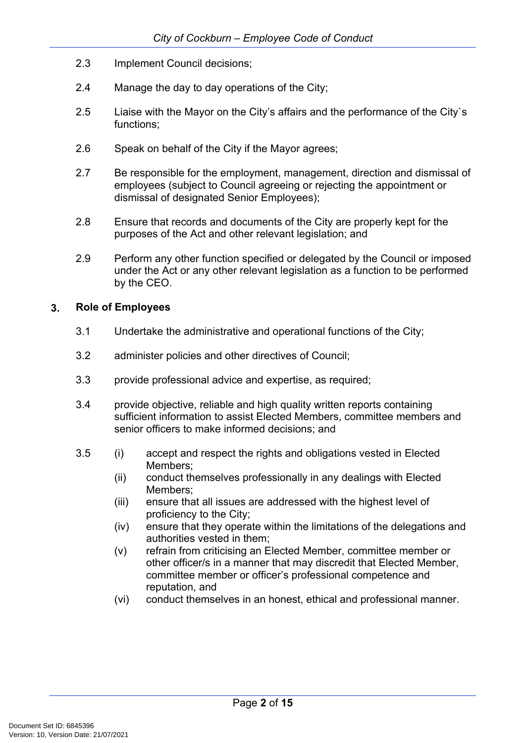2.3 Implement Council decisions;

2.4 Manage the day to day operations of the City;

2.5 Liaise with the Mayor on the City's affairs and the performance of the City`s functions;

2.6 Speak on behalf of the City if the Mayor agrees;

2.7 Be responsible for the employment, management, direction and dismissal of employees (subject to Council agreeing or rejecting the appointment or dismissal of designated Senior Employees);

2.8 Ensure that records and documents of the City are properly kept for the purposes of the Act and other relevant legislation; and

2.9 Perform any other function specified or delegated by the Council or imposed under the Act or any other relevant legislation as a function to be performed by the CEO.

## 3. Role of Employees

3.1 Undertake the administrative and operational functions of the City;

3.2 administer policies and other directives of Council;

3.3 provide professional advice and expertise, as required;

3.4 provide objective, reliable and high quality written reports containing sufficient information to assist Elected Members, committee members and senior officers to make informed decisions; and

3.5
- (i) accept and respect the rights and obligations vested in Elected Members;
- (ii) conduct themselves professionally in any dealings with Elected Members;
- (iii) ensure that all issues are addressed with the highest level of proficiency to the City;
- (iv) ensure that they operate within the limitations of the delegations and authorities vested in them;
- (v) refrain from criticising an Elected Member, committee member or other officer/s in a manner that may discredit that Elected Member, committee member or officer's professional competence and reputation, and
- (vi) conduct themselves in an honest, ethical and professional manner.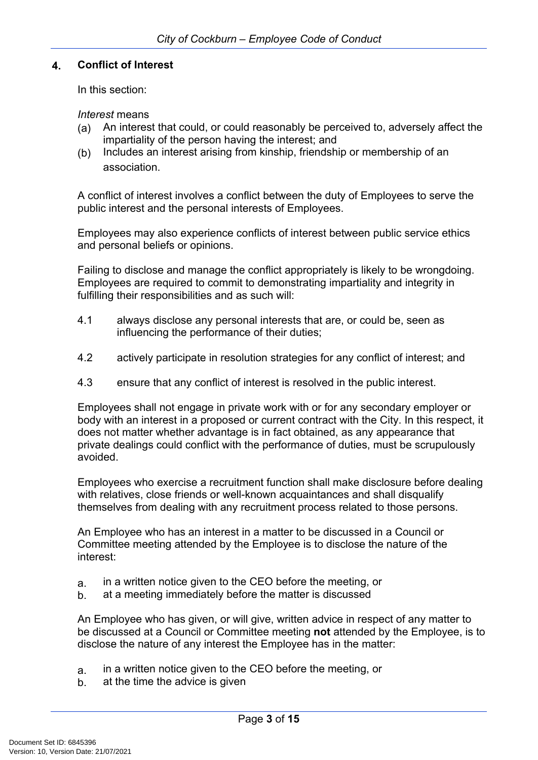## 4. Conflict of Interest

In this section:

*Interest* means

(a) An interest that could, or could reasonably be perceived to, adversely affect the impartiality of the person having the interest; and

(b) Includes an interest arising from kinship, friendship or membership of an association.

A conflict of interest involves a conflict between the duty of Employees to serve the public interest and the personal interests of Employees.

Employees may also experience conflicts of interest between public service ethics and personal beliefs or opinions.

Failing to disclose and manage the conflict appropriately is likely to be wrongdoing. Employees are required to commit to demonstrating impartiality and integrity in fulfilling their responsibilities and as such will:

4.1 always disclose any personal interests that are, or could be, seen as influencing the performance of their duties;

4.2 actively participate in resolution strategies for any conflict of interest; and

4.3 ensure that any conflict of interest is resolved in the public interest.

Employees shall not engage in private work with or for any secondary employer or body with an interest in a proposed or current contract with the City. In this respect, it does not matter whether advantage is in fact obtained, as any appearance that private dealings could conflict with the performance of duties, must be scrupulously avoided.

Employees who exercise a recruitment function shall make disclosure before dealing with relatives, close friends or well-known acquaintances and shall disqualify themselves from dealing with any recruitment process related to those persons.

An Employee who has an interest in a matter to be discussed in a Council or Committee meeting attended by the Employee is to disclose the nature of the interest:

a. in a written notice given to the CEO before the meeting, or
b. at a meeting immediately before the matter is discussed

An Employee who has given, or will give, written advice in respect of any matter to be discussed at a Council or Committee meeting **not** attended by the Employee, is to disclose the nature of any interest the Employee has in the matter:

a. in a written notice given to the CEO before the meeting, or
b. at the time the advice is given

Document Set ID: 6845396
Version: 10, Version Date: 21/07/2021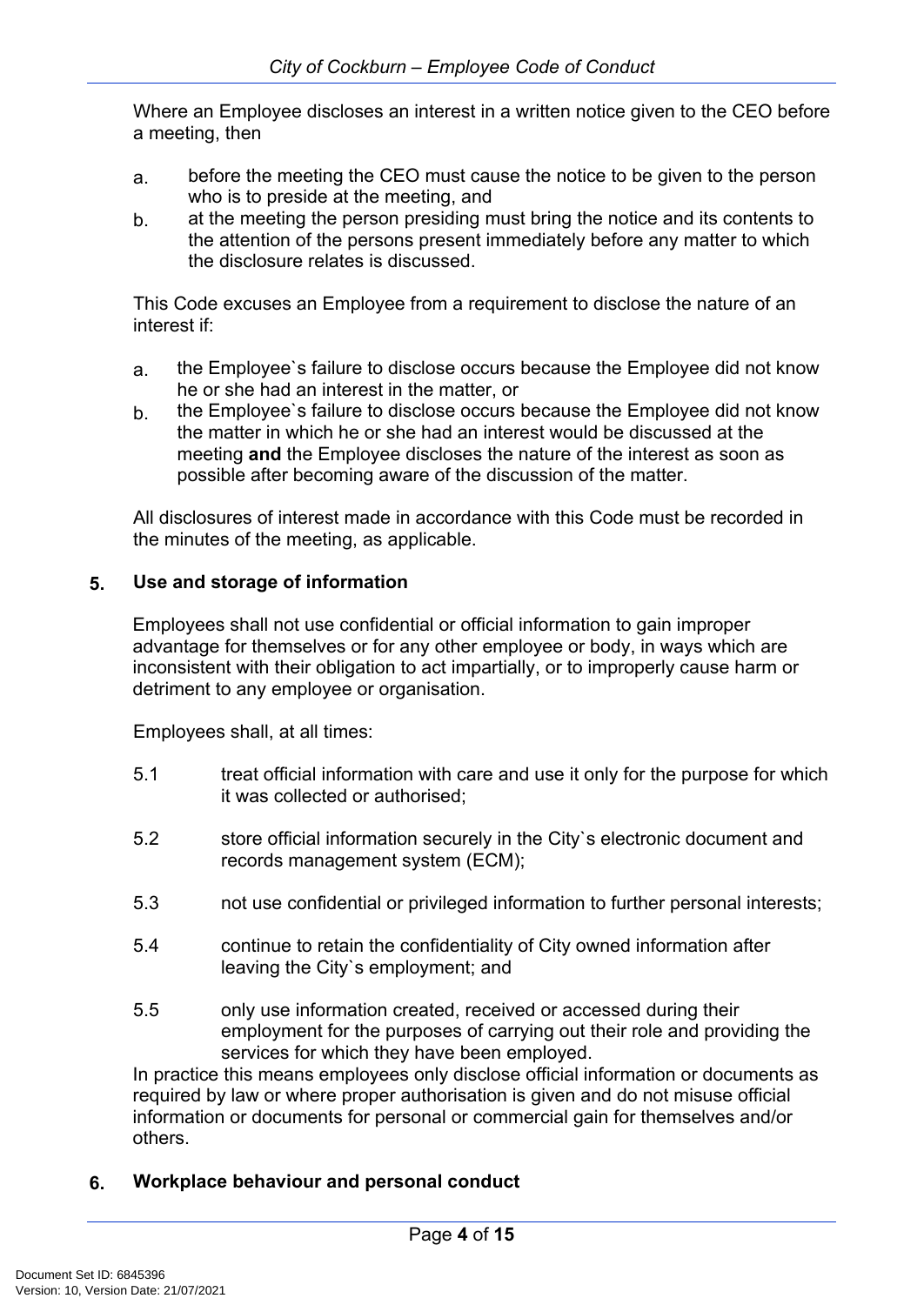Where an Employee discloses an interest in a written notice given to the CEO before a meeting, then

a. before the meeting the CEO must cause the notice to be given to the person who is to preside at the meeting, and
b. at the meeting the person presiding must bring the notice and its contents to the attention of the persons present immediately before any matter to which the disclosure relates is discussed.

This Code excuses an Employee from a requirement to disclose the nature of an interest if:

a. the Employee`s failure to disclose occurs because the Employee did not know he or she had an interest in the matter, or
b. the Employee`s failure to disclose occurs because the Employee did not know the matter in which he or she had an interest would be discussed at the meeting **and** the Employee discloses the nature of the interest as soon as possible after becoming aware of the discussion of the matter.

All disclosures of interest made in accordance with this Code must be recorded in the minutes of the meeting, as applicable.

## 5. Use and storage of information

Employees shall not use confidential or official information to gain improper advantage for themselves or for any other employee or body, in ways which are inconsistent with their obligation to act impartially, or to improperly cause harm or detriment to any employee or organisation.

Employees shall, at all times:

5.1 treat official information with care and use it only for the purpose for which it was collected or authorised;

5.2 store official information securely in the City`s electronic document and records management system (ECM);

5.3 not use confidential or privileged information to further personal interests;

5.4 continue to retain the confidentiality of City owned information after leaving the City`s employment; and

5.5 only use information created, received or accessed during their employment for the purposes of carrying out their role and providing the services for which they have been employed.

In practice this means employees only disclose official information or documents as required by law or where proper authorisation is given and do not misuse official information or documents for personal or commercial gain for themselves and/or others.

## 6. Workplace behaviour and personal conduct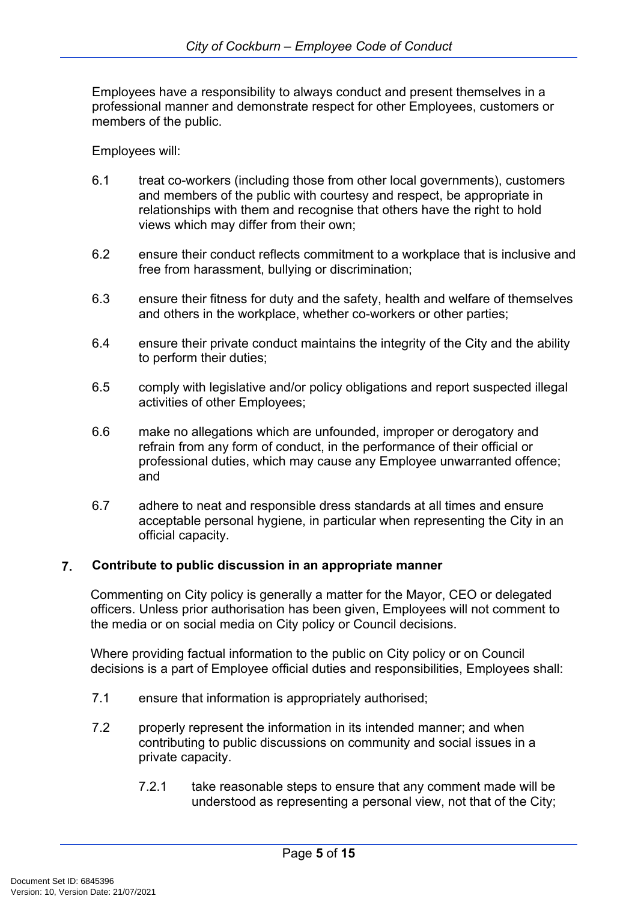Employees have a responsibility to always conduct and present themselves in a professional manner and demonstrate respect for other Employees, customers or members of the public.

Employees will:

6.1 treat co-workers (including those from other local governments), customers and members of the public with courtesy and respect, be appropriate in relationships with them and recognise that others have the right to hold views which may differ from their own;

6.2 ensure their conduct reflects commitment to a workplace that is inclusive and free from harassment, bullying or discrimination;

6.3 ensure their fitness for duty and the safety, health and welfare of themselves and others in the workplace, whether co-workers or other parties;

6.4 ensure their private conduct maintains the integrity of the City and the ability to perform their duties;

6.5 comply with legislative and/or policy obligations and report suspected illegal activities of other Employees;

6.6 make no allegations which are unfounded, improper or derogatory and refrain from any form of conduct, in the performance of their official or professional duties, which may cause any Employee unwarranted offence; and

6.7 adhere to neat and responsible dress standards at all times and ensure acceptable personal hygiene, in particular when representing the City in an official capacity.

## 7. Contribute to public discussion in an appropriate manner

Commenting on City policy is generally a matter for the Mayor, CEO or delegated officers. Unless prior authorisation has been given, Employees will not comment to the media or on social media on City policy or Council decisions.

Where providing factual information to the public on City policy or on Council decisions is a part of Employee official duties and responsibilities, Employees shall:

7.1 ensure that information is appropriately authorised;

7.2 properly represent the information in its intended manner; and when contributing to public discussions on community and social issues in a private capacity.

7.2.1 take reasonable steps to ensure that any comment made will be understood as representing a personal view, not that of the City;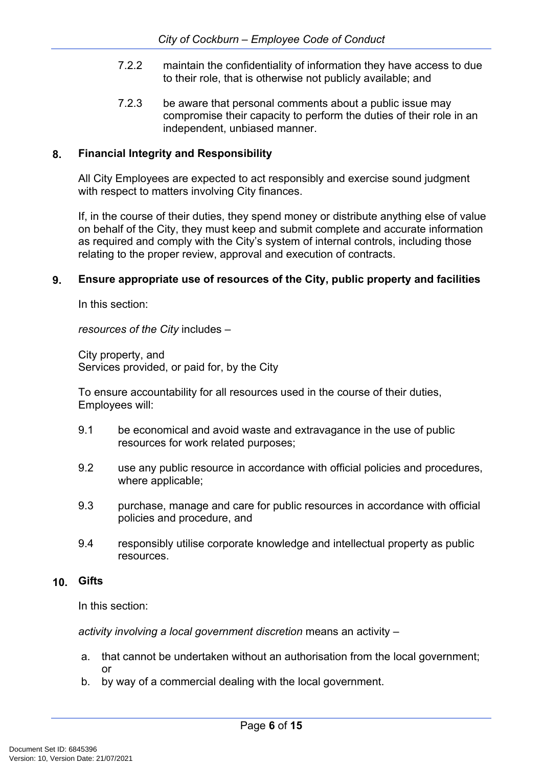7.2.2 maintain the confidentiality of information they have access to due to their role, that is otherwise not publicly available; and

7.2.3 be aware that personal comments about a public issue may compromise their capacity to perform the duties of their role in an independent, unbiased manner.

## 8. Financial Integrity and Responsibility

All City Employees are expected to act responsibly and exercise sound judgment with respect to matters involving City finances.

If, in the course of their duties, they spend money or distribute anything else of value on behalf of the City, they must keep and submit complete and accurate information as required and comply with the City's system of internal controls, including those relating to the proper review, approval and execution of contracts.

## 9. Ensure appropriate use of resources of the City, public property and facilities

In this section:

*resources of the City* includes –

City property, and
Services provided, or paid for, by the City

To ensure accountability for all resources used in the course of their duties, Employees will:

9.1 be economical and avoid waste and extravagance in the use of public resources for work related purposes;

9.2 use any public resource in accordance with official policies and procedures, where applicable;

9.3 purchase, manage and care for public resources in accordance with official policies and procedure, and

9.4 responsibly utilise corporate knowledge and intellectual property as public resources.

## 10. Gifts

In this section:

*activity involving a local government discretion* means an activity –

a. that cannot be undertaken without an authorisation from the local government; or
b. by way of a commercial dealing with the local government.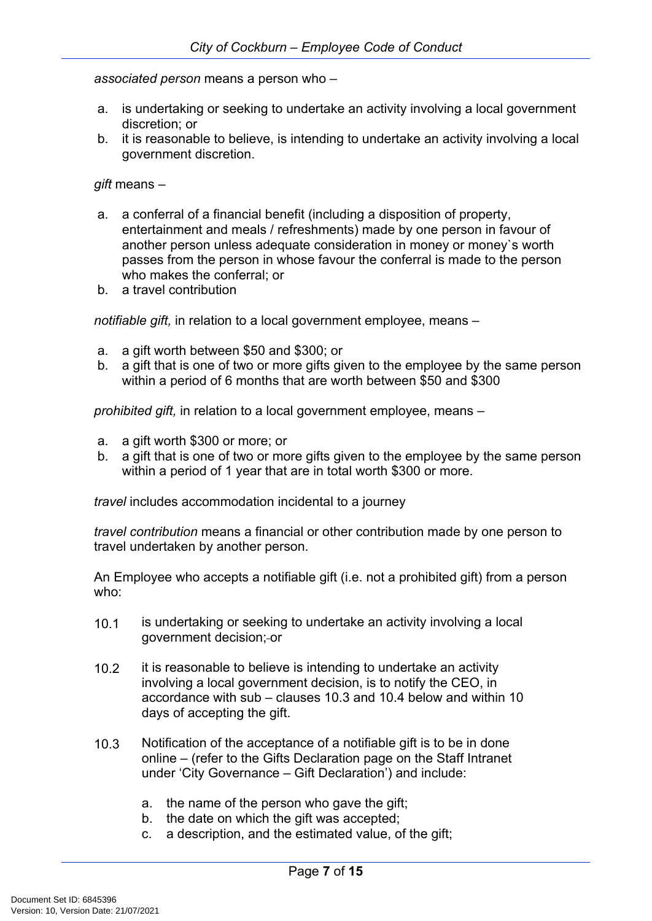*associated person* means a person who –

a. is undertaking or seeking to undertake an activity involving a local government discretion; or
b. it is reasonable to believe, is intending to undertake an activity involving a local government discretion.

*gift* means –

a. a conferral of a financial benefit (including a disposition of property, entertainment and meals / refreshments) made by one person in favour of another person unless adequate consideration in money or money`s worth passes from the person in whose favour the conferral is made to the person who makes the conferral; or
b. a travel contribution

*notifiable gift,* in relation to a local government employee, means –

a. a gift worth between $50 and $300; or
b. a gift that is one of two or more gifts given to the employee by the same person within a period of 6 months that are worth between $50 and $300

*prohibited gift,* in relation to a local government employee, means –

a. a gift worth $300 or more; or
b. a gift that is one of two or more gifts given to the employee by the same person within a period of 1 year that are in total worth $300 or more.

*travel* includes accommodation incidental to a journey

*travel contribution* means a financial or other contribution made by one person to travel undertaken by another person.

An Employee who accepts a notifiable gift (i.e. not a prohibited gift) from a person who:

10.1 is undertaking or seeking to undertake an activity involving a local government decision; or

10.2 it is reasonable to believe is intending to undertake an activity involving a local government decision, is to notify the CEO, in accordance with sub – clauses 10.3 and 10.4 below and within 10 days of accepting the gift.

10.3 Notification of the acceptance of a notifiable gift is to be in done online – (refer to the Gifts Declaration page on the Staff Intranet under 'City Governance – Gift Declaration') and include:

   a. the name of the person who gave the gift;
   b. the date on which the gift was accepted;
   c. a description, and the estimated value, of the gift;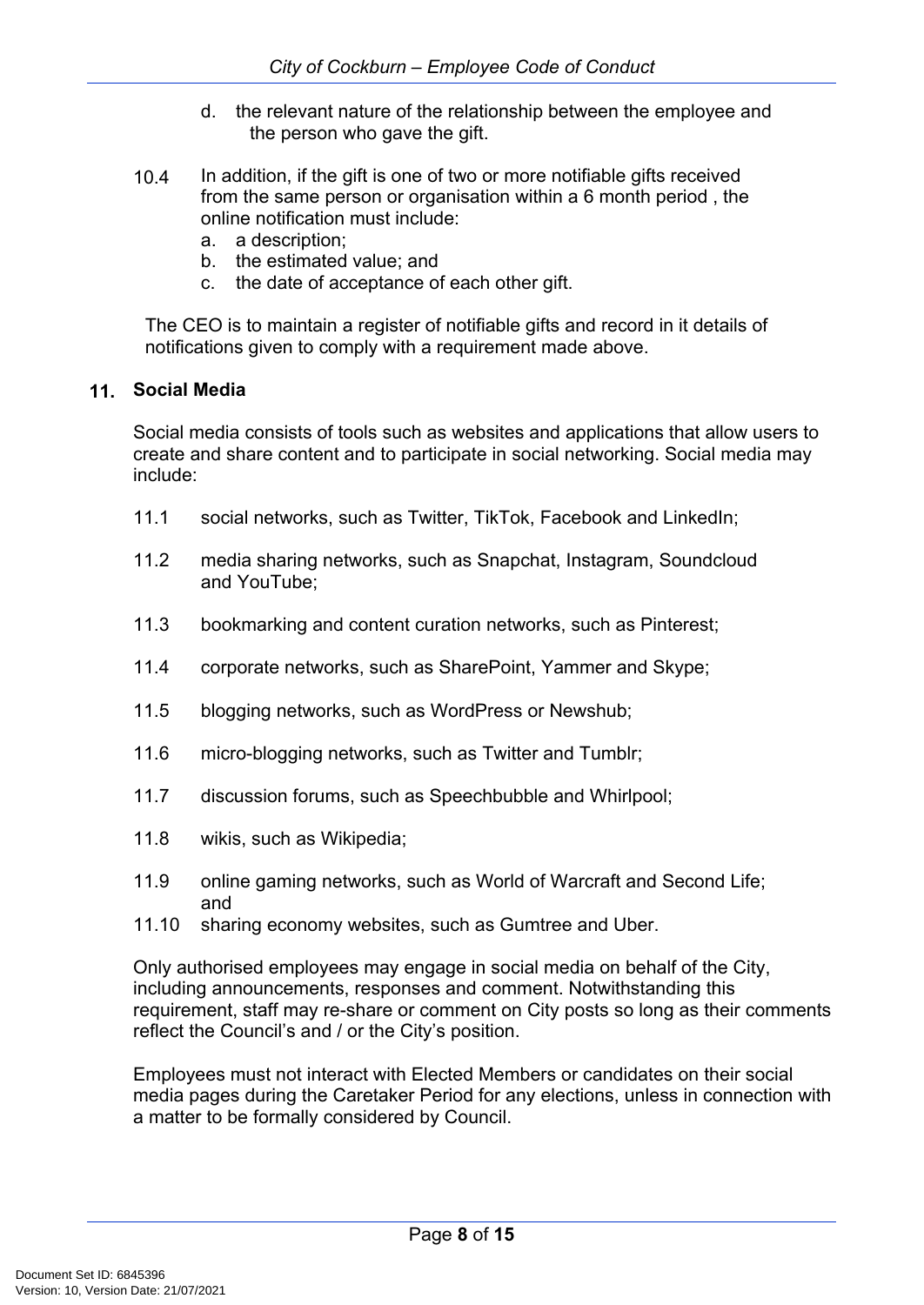d. the relevant nature of the relationship between the employee and the person who gave the gift.

10.4 In addition, if the gift is one of two or more notifiable gifts received from the same person or organisation within a 6 month period , the online notification must include:

a. a description;
b. the estimated value; and
c. the date of acceptance of each other gift.

The CEO is to maintain a register of notifiable gifts and record in it details of notifications given to comply with a requirement made above.

## 11. Social Media

Social media consists of tools such as websites and applications that allow users to create and share content and to participate in social networking. Social media may include:

11.1 social networks, such as Twitter, TikTok, Facebook and LinkedIn;

11.2 media sharing networks, such as Snapchat, Instagram, Soundcloud and YouTube;

11.3 bookmarking and content curation networks, such as Pinterest;

11.4 corporate networks, such as SharePoint, Yammer and Skype;

11.5 blogging networks, such as WordPress or Newshub;

11.6 micro-blogging networks, such as Twitter and Tumblr;

11.7 discussion forums, such as Speechbubble and Whirlpool;

11.8 wikis, such as Wikipedia;

11.9 online gaming networks, such as World of Warcraft and Second Life; and

11.10 sharing economy websites, such as Gumtree and Uber.

Only authorised employees may engage in social media on behalf of the City, including announcements, responses and comment. Notwithstanding this requirement, staff may re-share or comment on City posts so long as their comments reflect the Council's and / or the City's position.

Employees must not interact with Elected Members or candidates on their social media pages during the Caretaker Period for any elections, unless in connection with a matter to be formally considered by Council.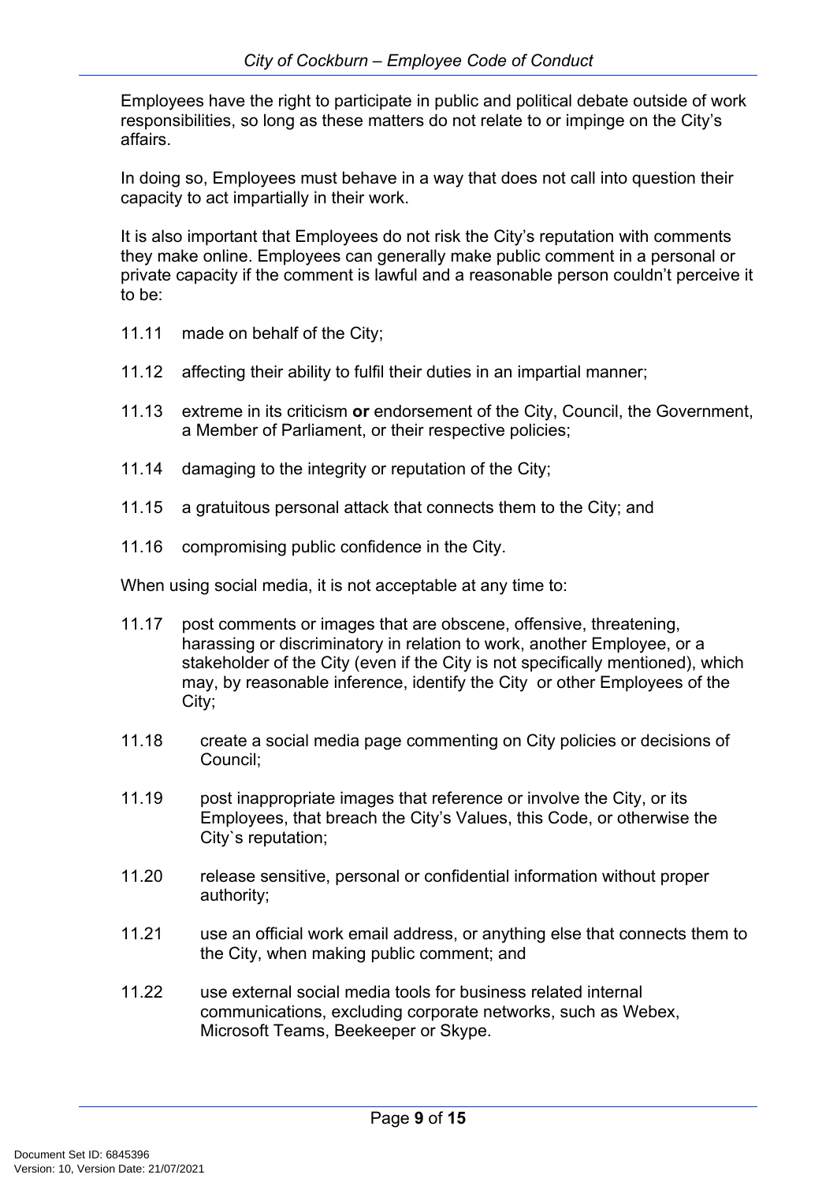Employees have the right to participate in public and political debate outside of work responsibilities, so long as these matters do not relate to or impinge on the City's affairs.

In doing so, Employees must behave in a way that does not call into question their capacity to act impartially in their work.

It is also important that Employees do not risk the City's reputation with comments they make online. Employees can generally make public comment in a personal or private capacity if the comment is lawful and a reasonable person couldn't perceive it to be:

11.11 made on behalf of the City;

11.12 affecting their ability to fulfil their duties in an impartial manner;

11.13 extreme in its criticism **or** endorsement of the City, Council, the Government, a Member of Parliament, or their respective policies;

11.14 damaging to the integrity or reputation of the City;

11.15 a gratuitous personal attack that connects them to the City; and

11.16 compromising public confidence in the City.

When using social media, it is not acceptable at any time to:

11.17 post comments or images that are obscene, offensive, threatening, harassing or discriminatory in relation to work, another Employee, or a stakeholder of the City (even if the City is not specifically mentioned), which may, by reasonable inference, identify the City or other Employees of the City;

11.18 create a social media page commenting on City policies or decisions of Council;

11.19 post inappropriate images that reference or involve the City, or its Employees, that breach the City's Values, this Code, or otherwise the City`s reputation;

11.20 release sensitive, personal or confidential information without proper authority;

11.21 use an official work email address, or anything else that connects them to the City, when making public comment; and

11.22 use external social media tools for business related internal communications, excluding corporate networks, such as Webex, Microsoft Teams, Beekeeper or Skype.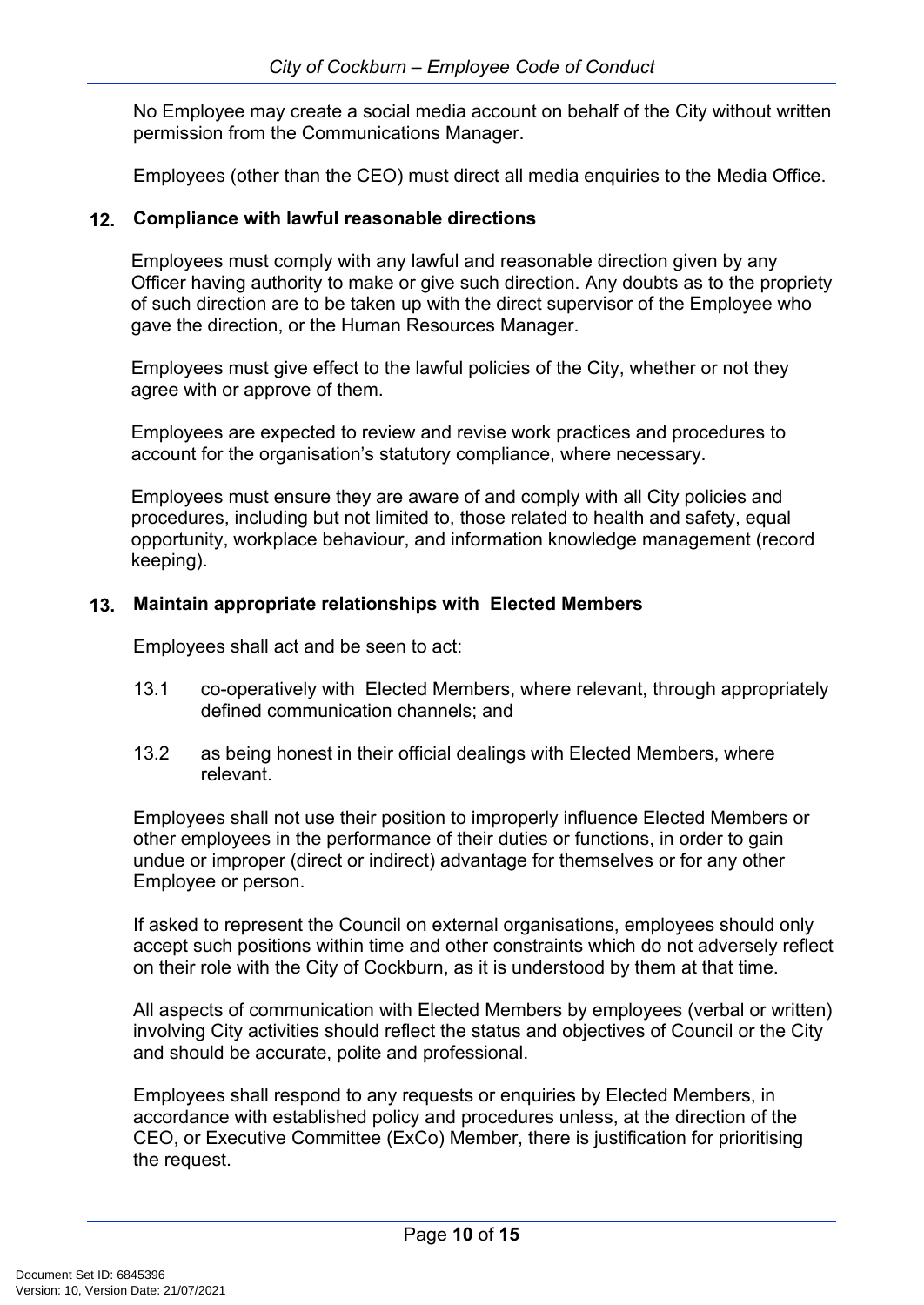No Employee may create a social media account on behalf of the City without written permission from the Communications Manager.

Employees (other than the CEO) must direct all media enquiries to the Media Office.

## 12. Compliance with lawful reasonable directions

Employees must comply with any lawful and reasonable direction given by any Officer having authority to make or give such direction. Any doubts as to the propriety of such direction are to be taken up with the direct supervisor of the Employee who gave the direction, or the Human Resources Manager.

Employees must give effect to the lawful policies of the City, whether or not they agree with or approve of them.

Employees are expected to review and revise work practices and procedures to account for the organisation's statutory compliance, where necessary.

Employees must ensure they are aware of and comply with all City policies and procedures, including but not limited to, those related to health and safety, equal opportunity, workplace behaviour, and information knowledge management (record keeping).

## 13. Maintain appropriate relationships with Elected Members

Employees shall act and be seen to act:

13.1 co-operatively with Elected Members, where relevant, through appropriately defined communication channels; and

13.2 as being honest in their official dealings with Elected Members, where relevant.

Employees shall not use their position to improperly influence Elected Members or other employees in the performance of their duties or functions, in order to gain undue or improper (direct or indirect) advantage for themselves or for any other Employee or person.

If asked to represent the Council on external organisations, employees should only accept such positions within time and other constraints which do not adversely reflect on their role with the City of Cockburn, as it is understood by them at that time.

All aspects of communication with Elected Members by employees (verbal or written) involving City activities should reflect the status and objectives of Council or the City and should be accurate, polite and professional.

Employees shall respond to any requests or enquiries by Elected Members, in accordance with established policy and procedures unless, at the direction of the CEO, or Executive Committee (ExCo) Member, there is justification for prioritising the request.

Document Set ID: 6845396
Version: 10, Version Date: 21/07/2021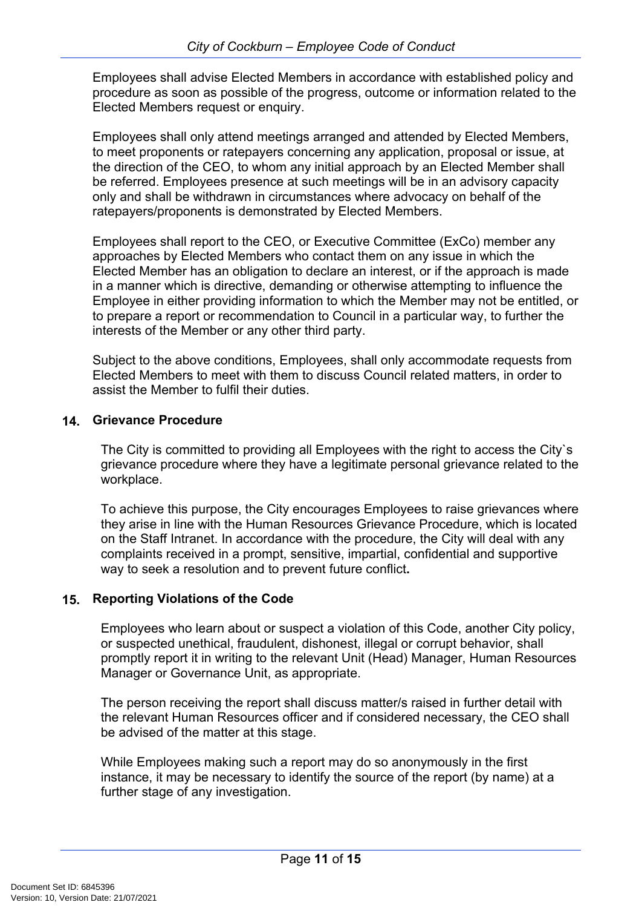Employees shall advise Elected Members in accordance with established policy and procedure as soon as possible of the progress, outcome or information related to the Elected Members request or enquiry.

Employees shall only attend meetings arranged and attended by Elected Members, to meet proponents or ratepayers concerning any application, proposal or issue, at the direction of the CEO, to whom any initial approach by an Elected Member shall be referred. Employees presence at such meetings will be in an advisory capacity only and shall be withdrawn in circumstances where advocacy on behalf of the ratepayers/proponents is demonstrated by Elected Members.

Employees shall report to the CEO, or Executive Committee (ExCo) member any approaches by Elected Members who contact them on any issue in which the Elected Member has an obligation to declare an interest, or if the approach is made in a manner which is directive, demanding or otherwise attempting to influence the Employee in either providing information to which the Member may not be entitled, or to prepare a report or recommendation to Council in a particular way, to further the interests of the Member or any other third party.

Subject to the above conditions, Employees, shall only accommodate requests from Elected Members to meet with them to discuss Council related matters, in order to assist the Member to fulfil their duties.

## 14. Grievance Procedure

The City is committed to providing all Employees with the right to access the City`s grievance procedure where they have a legitimate personal grievance related to the workplace.

To achieve this purpose, the City encourages Employees to raise grievances where they arise in line with the Human Resources Grievance Procedure, which is located on the Staff Intranet. In accordance with the procedure, the City will deal with any complaints received in a prompt, sensitive, impartial, confidential and supportive way to seek a resolution and to prevent future conflict**.**

## 15. Reporting Violations of the Code

Employees who learn about or suspect a violation of this Code, another City policy, or suspected unethical, fraudulent, dishonest, illegal or corrupt behavior, shall promptly report it in writing to the relevant Unit (Head) Manager, Human Resources Manager or Governance Unit, as appropriate.

The person receiving the report shall discuss matter/s raised in further detail with the relevant Human Resources officer and if considered necessary, the CEO shall be advised of the matter at this stage.

While Employees making such a report may do so anonymously in the first instance, it may be necessary to identify the source of the report (by name) at a further stage of any investigation.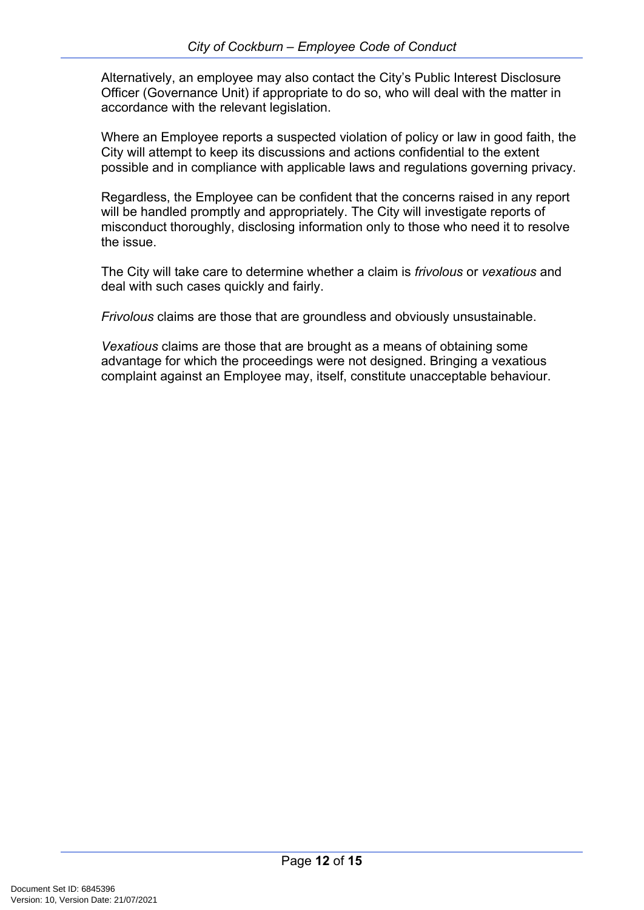Alternatively, an employee may also contact the City's Public Interest Disclosure Officer (Governance Unit) if appropriate to do so, who will deal with the matter in accordance with the relevant legislation.

Where an Employee reports a suspected violation of policy or law in good faith, the City will attempt to keep its discussions and actions confidential to the extent possible and in compliance with applicable laws and regulations governing privacy.

Regardless, the Employee can be confident that the concerns raised in any report will be handled promptly and appropriately. The City will investigate reports of misconduct thoroughly, disclosing information only to those who need it to resolve the issue.

The City will take care to determine whether a claim is *frivolous* or *vexatious* and deal with such cases quickly and fairly.

*Frivolous* claims are those that are groundless and obviously unsustainable.

*Vexatious* claims are those that are brought as a means of obtaining some advantage for which the proceedings were not designed. Bringing a vexatious complaint against an Employee may, itself, constitute unacceptable behaviour.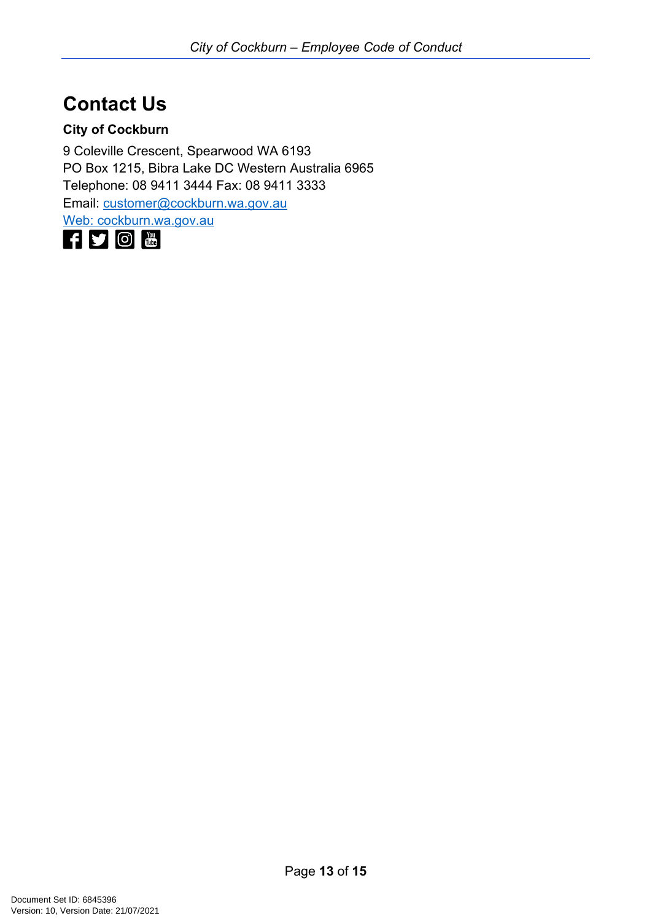# Contact Us

**City of Cockburn**

9 Coleville Crescent, Spearwood WA 6193
PO Box 1215, Bibra Lake DC Western Australia 6965
Telephone: 08 9411 3444 Fax: 08 9411 3333
Email: customer@cockburn.wa.gov.au
Web: cockburn.wa.gov.au

Document Set ID: 6845396
Version: 10, Version Date: 21/07/2021